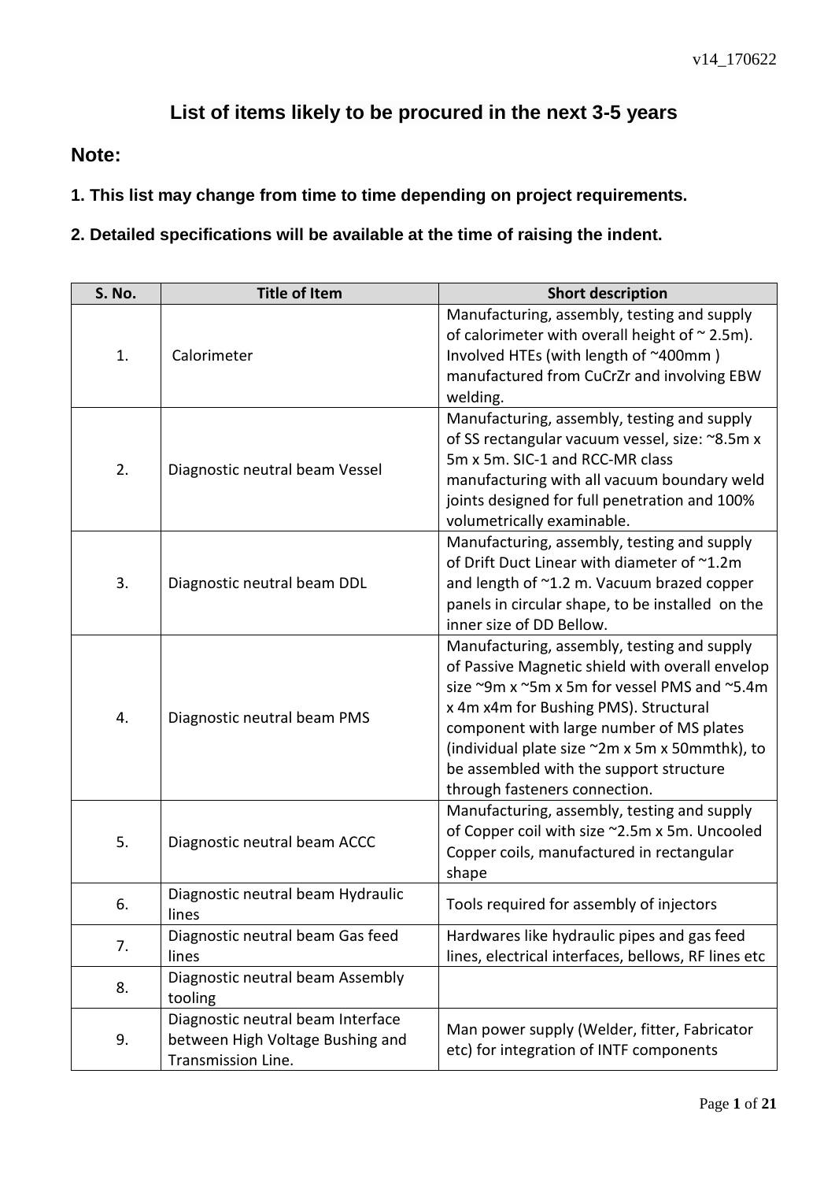# List of items likely to be procured in the next 3-5 years

## Note:

**1. This list may change from time to time depending on project requirements.**

**2. Detailed specifications will be available at the time of raising the indent.**

| S. No. | Title of Item | Short description |
|---|---|---|
| 1. | Calorimeter | Manufacturing, assembly, testing and supply of calorimeter with overall height of ~ 2.5m). Involved HTEs (with length of ~400mm ) manufactured from CuCrZr and involving EBW welding. |
| 2. | Diagnostic neutral beam Vessel | Manufacturing, assembly, testing and supply of SS rectangular vacuum vessel, size: ~8.5m x 5m x 5m. SIC-1 and RCC-MR class manufacturing with all vacuum boundary weld joints designed for full penetration and 100% volumetrically examinable. |
| 3. | Diagnostic neutral beam DDL | Manufacturing, assembly, testing and supply of Drift Duct Linear with diameter of ~1.2m and length of ~1.2 m. Vacuum brazed copper panels in circular shape, to be installed on the inner size of DD Bellow. |
| 4. | Diagnostic neutral beam PMS | Manufacturing, assembly, testing and supply of Passive Magnetic shield with overall envelop size ~9m x ~5m x 5m for vessel PMS and ~5.4m x 4m x4m for Bushing PMS). Structural component with large number of MS plates (individual plate size ~2m x 5m x 50mmthk), to be assembled with the support structure through fasteners connection. |
| 5. | Diagnostic neutral beam ACCC | Manufacturing, assembly, testing and supply of Copper coil with size ~2.5m x 5m. Uncooled Copper coils, manufactured in rectangular shape |
| 6. | Diagnostic neutral beam Hydraulic lines | Tools required for assembly of injectors |
| 7. | Diagnostic neutral beam Gas feed lines | Hardwares like hydraulic pipes and gas feed lines, electrical interfaces, bellows, RF lines etc |
| 8. | Diagnostic neutral beam Assembly tooling | |
| 9. | Diagnostic neutral beam Interface between High Voltage Bushing and Transmission Line. | Man power supply (Welder, fitter, Fabricator etc) for integration of INTF components |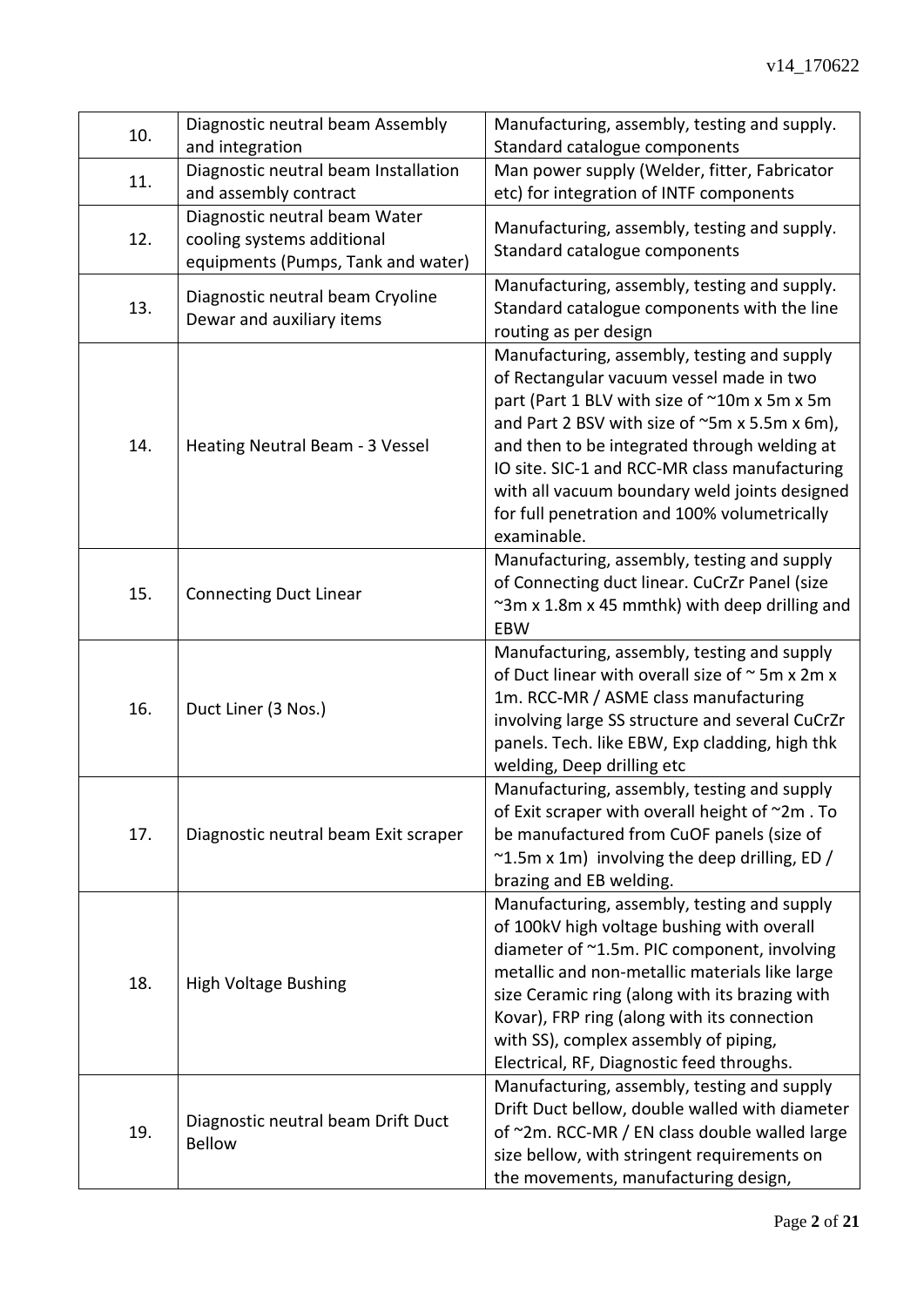| 10. | Diagnostic neutral beam Assembly and integration | Manufacturing, assembly, testing and supply. Standard catalogue components |
|---|---|---|
| 11. | Diagnostic neutral beam Installation and assembly contract | Man power supply (Welder, fitter, Fabricator etc) for integration of INTF components |
| 12. | Diagnostic neutral beam Water cooling systems additional equipments (Pumps, Tank and water) | Manufacturing, assembly, testing and supply. Standard catalogue components |
| 13. | Diagnostic neutral beam Cryoline Dewar and auxiliary items | Manufacturing, assembly, testing and supply. Standard catalogue components with the line routing as per design |
| 14. | Heating Neutral Beam - 3 Vessel | Manufacturing, assembly, testing and supply of Rectangular vacuum vessel made in two part (Part 1 BLV with size of ~10m x 5m x 5m and Part 2 BSV with size of ~5m x 5.5m x 6m), and then to be integrated through welding at IO site. SIC-1 and RCC-MR class manufacturing with all vacuum boundary weld joints designed for full penetration and 100% volumetrically examinable. |
| 15. | Connecting Duct Linear | Manufacturing, assembly, testing and supply of Connecting duct linear. CuCrZr Panel (size ~3m x 1.8m x 45 mmthk) with deep drilling and EBW |
| 16. | Duct Liner (3 Nos.) | Manufacturing, assembly, testing and supply of Duct linear with overall size of ~ 5m x 2m x 1m. RCC-MR / ASME class manufacturing involving large SS structure and several CuCrZr panels. Tech. like EBW, Exp cladding, high thk welding, Deep drilling etc |
| 17. | Diagnostic neutral beam Exit scraper | Manufacturing, assembly, testing and supply of Exit scraper with overall height of ~2m . To be manufactured from CuOF panels (size of ~1.5m x 1m) involving the deep drilling, ED / brazing and EB welding. |
| 18. | High Voltage Bushing | Manufacturing, assembly, testing and supply of 100kV high voltage bushing with overall diameter of ~1.5m. PIC component, involving metallic and non-metallic materials like large size Ceramic ring (along with its brazing with Kovar), FRP ring (along with its connection with SS), complex assembly of piping, Electrical, RF, Diagnostic feed throughs. |
| 19. | Diagnostic neutral beam Drift Duct Bellow | Manufacturing, assembly, testing and supply Drift Duct bellow, double walled with diameter of ~2m. RCC-MR / EN class double walled large size bellow, with stringent requirements on the movements, manufacturing design, |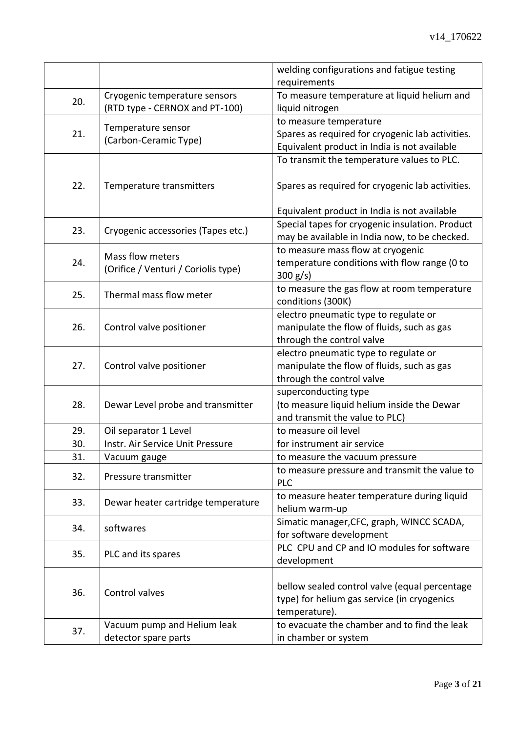| | | |
|---|---|---|
| | | welding configurations and fatigue testing requirements |
| 20. | Cryogenic temperature sensors (RTD type - CERNOX and PT-100) | To measure temperature at liquid helium and liquid nitrogen |
| 21. | Temperature sensor (Carbon-Ceramic Type) | to measure temperature<br>Spares as required for cryogenic lab activities.<br>Equivalent product in India is not available |
| 22. | Temperature transmitters | To transmit the temperature values to PLC.<br><br>Spares as required for cryogenic lab activities.<br><br>Equivalent product in India is not available |
| 23. | Cryogenic accessories (Tapes etc.) | Special tapes for cryogenic insulation. Product may be available in India now, to be checked. |
| 24. | Mass flow meters (Orifice / Venturi / Coriolis type) | to measure mass flow at cryogenic temperature conditions with flow range (0 to 300 g/s) |
| 25. | Thermal mass flow meter | to measure the gas flow at room temperature conditions (300K) |
| 26. | Control valve positioner | electro pneumatic type to regulate or manipulate the flow of fluids, such as gas through the control valve |
| 27. | Control valve positioner | electro pneumatic type to regulate or manipulate the flow of fluids, such as gas through the control valve |
| 28. | Dewar Level probe and transmitter | superconducting type<br>(to measure liquid helium inside the Dewar and transmit the value to PLC) |
| 29. | Oil separator 1 Level | to measure oil level |
| 30. | Instr. Air Service Unit Pressure | for instrument air service |
| 31. | Vacuum gauge | to measure the vacuum pressure |
| 32. | Pressure transmitter | to measure pressure and transmit the value to PLC |
| 33. | Dewar heater cartridge temperature | to measure heater temperature during liquid helium warm-up |
| 34. | softwares | Simatic manager,CFC, graph, WINCC SCADA, for software development |
| 35. | PLC and its spares | PLC CPU and CP and IO modules for software development |
| 36. | Control valves | bellow sealed control valve (equal percentage type) for helium gas service (in cryogenics temperature). |
| 37. | Vacuum pump and Helium leak detector spare parts | to evacuate the chamber and to find the leak in chamber or system |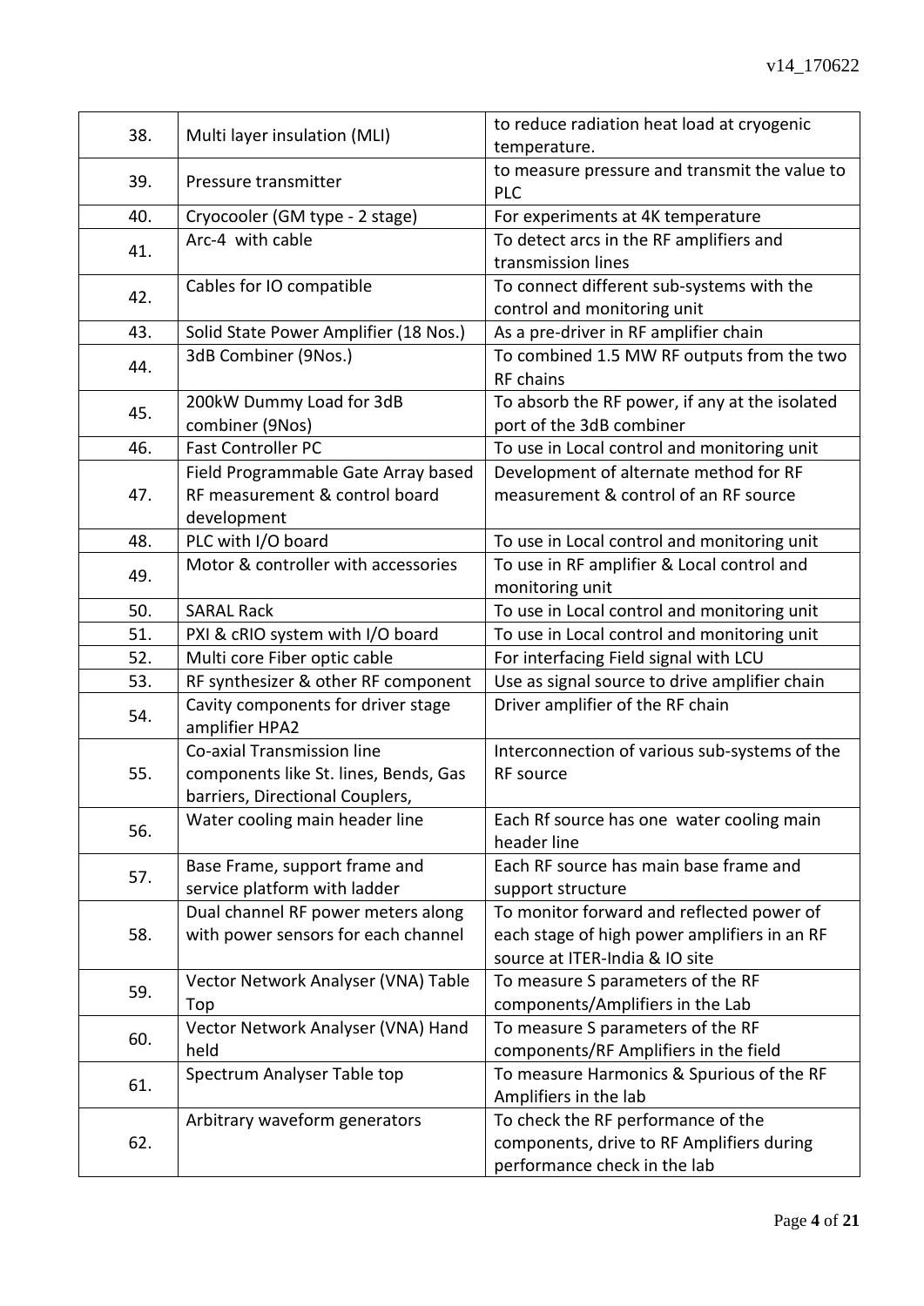| 38. | Multi layer insulation (MLI) | to reduce radiation heat load at cryogenic temperature. |
|---|---|---|
| 39. | Pressure transmitter | to measure pressure and transmit the value to PLC |
| 40. | Cryocooler (GM type - 2 stage) | For experiments at 4K temperature |
| 41. | Arc-4 with cable | To detect arcs in the RF amplifiers and transmission lines |
| 42. | Cables for IO compatible | To connect different sub-systems with the control and monitoring unit |
| 43. | Solid State Power Amplifier (18 Nos.) | As a pre-driver in RF amplifier chain |
| 44. | 3dB Combiner (9Nos.) | To combined 1.5 MW RF outputs from the two RF chains |
| 45. | 200kW Dummy Load for 3dB combiner (9Nos) | To absorb the RF power, if any at the isolated port of the 3dB combiner |
| 46. | Fast Controller PC | To use in Local control and monitoring unit |
| 47. | Field Programmable Gate Array based RF measurement & control board development | Development of alternate method for RF measurement & control of an RF source |
| 48. | PLC with I/O board | To use in Local control and monitoring unit |
| 49. | Motor & controller with accessories | To use in RF amplifier & Local control and monitoring unit |
| 50. | SARAL Rack | To use in Local control and monitoring unit |
| 51. | PXI & cRIO system with I/O board | To use in Local control and monitoring unit |
| 52. | Multi core Fiber optic cable | For interfacing Field signal with LCU |
| 53. | RF synthesizer & other RF component | Use as signal source to drive amplifier chain |
| 54. | Cavity components for driver stage amplifier HPA2 | Driver amplifier of the RF chain |
| 55. | Co-axial Transmission line components like St. lines, Bends, Gas barriers, Directional Couplers, | Interconnection of various sub-systems of the RF source |
| 56. | Water cooling main header line | Each Rf source has one water cooling main header line |
| 57. | Base Frame, support frame and service platform with ladder | Each RF source has main base frame and support structure |
| 58. | Dual channel RF power meters along with power sensors for each channel | To monitor forward and reflected power of each stage of high power amplifiers in an RF source at ITER-India & IO site |
| 59. | Vector Network Analyser (VNA) Table Top | To measure S parameters of the RF components/Amplifiers in the Lab |
| 60. | Vector Network Analyser (VNA) Hand held | To measure S parameters of the RF components/RF Amplifiers in the field |
| 61. | Spectrum Analyser Table top | To measure Harmonics & Spurious of the RF Amplifiers in the lab |
| 62. | Arbitrary waveform generators | To check the RF performance of the components, drive to RF Amplifiers during performance check in the lab |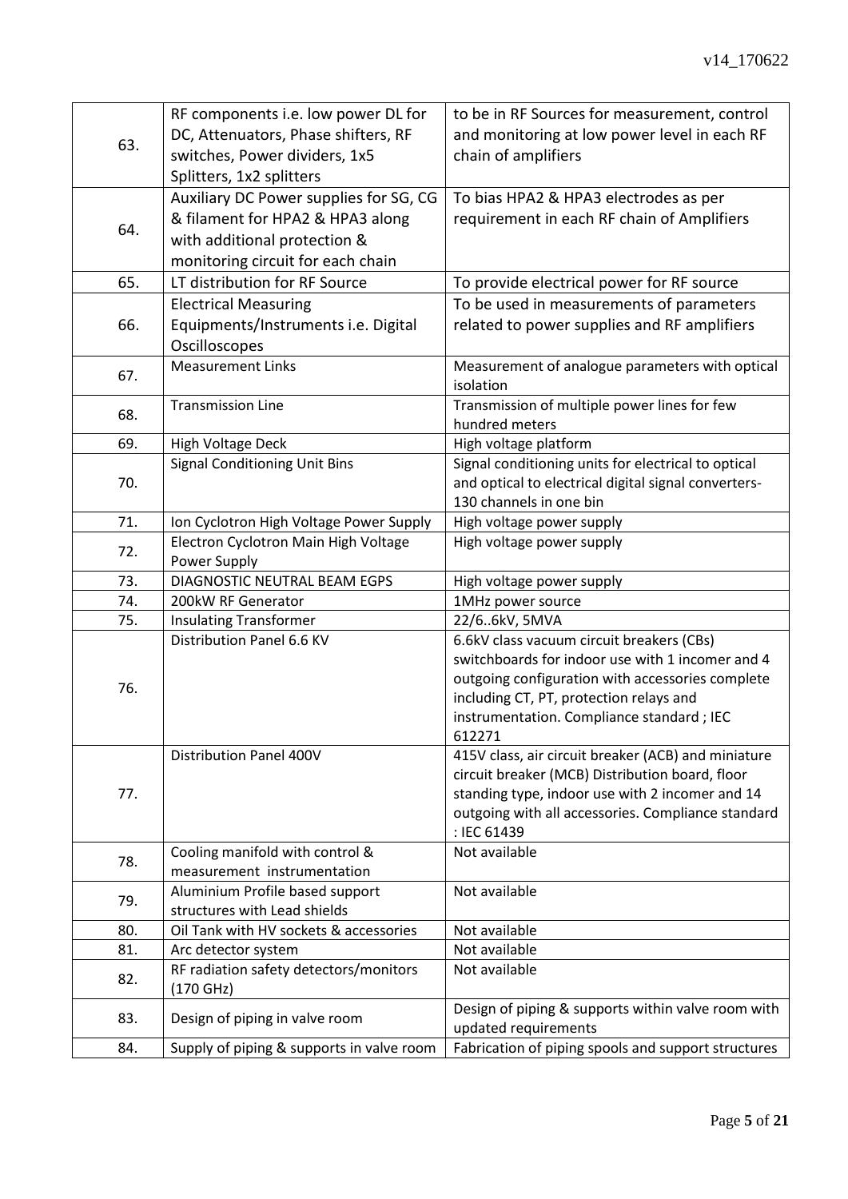| | | |
|---|---|---|
| 63. | RF components i.e. low power DL for DC, Attenuators, Phase shifters, RF switches, Power dividers, 1x5 Splitters, 1x2 splitters | to be in RF Sources for measurement, control and monitoring at low power level in each RF chain of amplifiers |
| 64. | Auxiliary DC Power supplies for SG, CG & filament for HPA2 & HPA3 along with additional protection & monitoring circuit for each chain | To bias HPA2 & HPA3 electrodes as per requirement in each RF chain of Amplifiers |
| 65. | LT distribution for RF Source | To provide electrical power for RF source |
| 66. | Electrical Measuring Equipments/Instruments i.e. Digital Oscilloscopes | To be used in measurements of parameters related to power supplies and RF amplifiers |
| 67. | Measurement Links | Measurement of analogue parameters with optical isolation |
| 68. | Transmission Line | Transmission of multiple power lines for few hundred meters |
| 69. | High Voltage Deck | High voltage platform |
| 70. | Signal Conditioning Unit Bins | Signal conditioning units for electrical to optical and optical to electrical digital signal converters-130 channels in one bin |
| 71. | Ion Cyclotron High Voltage Power Supply | High voltage power supply |
| 72. | Electron Cyclotron Main High Voltage Power Supply | High voltage power supply |
| 73. | DIAGNOSTIC NEUTRAL BEAM EGPS | High voltage power supply |
| 74. | 200kW RF Generator | 1MHz power source |
| 75. | Insulating Transformer | 22/6..6kV, 5MVA |
| 76. | Distribution Panel 6.6 KV | 6.6kV class vacuum circuit breakers (CBs) switchboards for indoor use with 1 incomer and 4 outgoing configuration with accessories complete including CT, PT, protection relays and instrumentation. Compliance standard ; IEC 612271 |
| 77. | Distribution Panel 400V | 415V class, air circuit breaker (ACB) and miniature circuit breaker (MCB) Distribution board, floor standing type, indoor use with 2 incomer and 14 outgoing with all accessories. Compliance standard : IEC 61439 |
| 78. | Cooling manifold with control & measurement instrumentation | Not available |
| 79. | Aluminium Profile based support structures with Lead shields | Not available |
| 80. | Oil Tank with HV sockets & accessories | Not available |
| 81. | Arc detector system | Not available |
| 82. | RF radiation safety detectors/monitors (170 GHz) | Not available |
| 83. | Design of piping in valve room | Design of piping & supports within valve room with updated requirements |
| 84. | Supply of piping & supports in valve room | Fabrication of piping spools and support structures |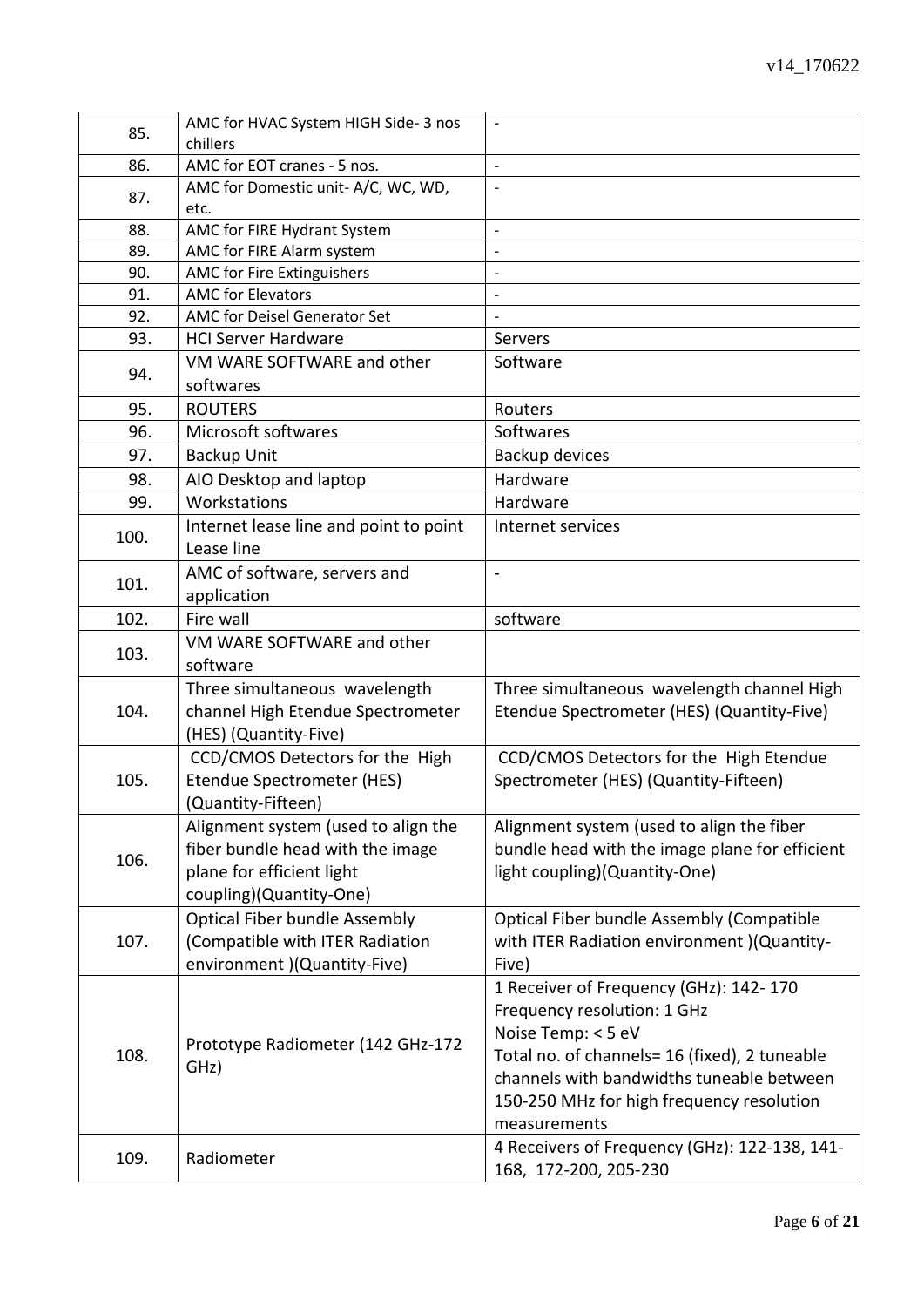| | | |
|---|---|---|
| 85. | AMC for HVAC System HIGH Side- 3 nos chillers | - |
| 86. | AMC for EOT cranes - 5 nos. | - |
| 87. | AMC for Domestic unit- A/C, WC, WD, etc. | - |
| 88. | AMC for FIRE Hydrant System | - |
| 89. | AMC for FIRE Alarm system | - |
| 90. | AMC for Fire Extinguishers | - |
| 91. | AMC for Elevators | - |
| 92. | AMC for Deisel Generator Set | - |
| 93. | HCI Server Hardware | Servers |
| 94. | VM WARE SOFTWARE and other softwares | Software |
| 95. | ROUTERS | Routers |
| 96. | Microsoft softwares | Softwares |
| 97. | Backup Unit | Backup devices |
| 98. | AIO Desktop and laptop | Hardware |
| 99. | Workstations | Hardware |
| 100. | Internet lease line and point to point Lease line | Internet services |
| 101. | AMC of software, servers and application | - |
| 102. | Fire wall | software |
| 103. | VM WARE SOFTWARE and other software | |
| 104. | Three simultaneous wavelength channel High Etendue Spectrometer (HES) (Quantity-Five) | Three simultaneous wavelength channel High Etendue Spectrometer (HES) (Quantity-Five) |
| 105. | CCD/CMOS Detectors for the High Etendue Spectrometer (HES) (Quantity-Fifteen) | CCD/CMOS Detectors for the High Etendue Spectrometer (HES) (Quantity-Fifteen) |
| 106. | Alignment system (used to align the fiber bundle head with the image plane for efficient light coupling)(Quantity-One) | Alignment system (used to align the fiber bundle head with the image plane for efficient light coupling)(Quantity-One) |
| 107. | Optical Fiber bundle Assembly (Compatible with ITER Radiation environment )(Quantity-Five) | Optical Fiber bundle Assembly (Compatible with ITER Radiation environment )(Quantity-Five) |
| 108. | Prototype Radiometer (142 GHz-172 GHz) | 1 Receiver of Frequency (GHz): 142- 170<br>Frequency resolution: 1 GHz<br>Noise Temp: < 5 eV<br>Total no. of channels= 16 (fixed), 2 tuneable channels with bandwidths tuneable between 150-250 MHz for high frequency resolution measurements |
| 109. | Radiometer | 4 Receivers of Frequency (GHz): 122-138, 141-168, 172-200, 205-230 |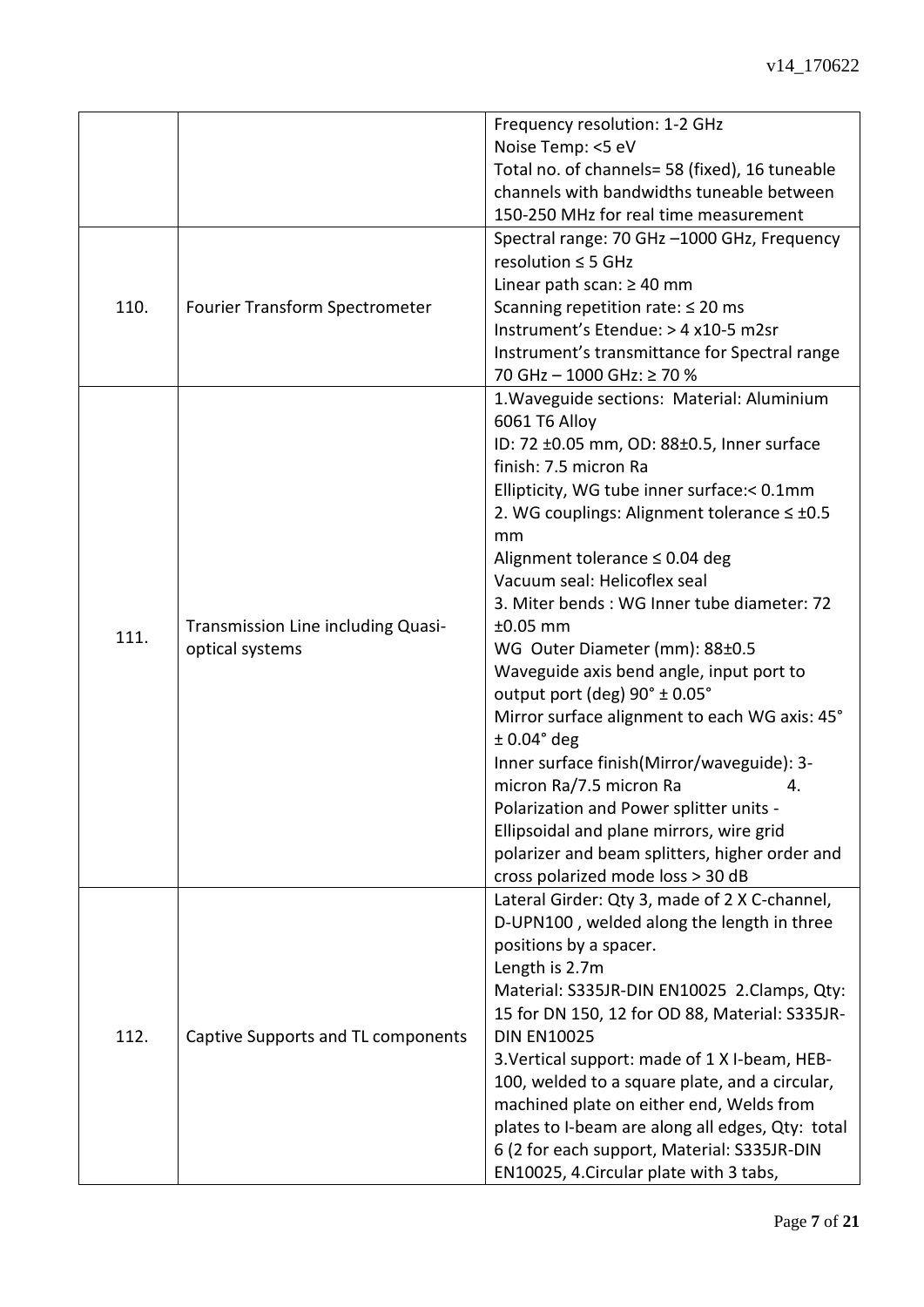|  |  |  |
|---|---|---|
|  |  | Frequency resolution: 1-2 GHz<br>Noise Temp: <5 eV<br>Total no. of channels= 58 (fixed), 16 tuneable channels with bandwidths tuneable between 150-250 MHz for real time measurement |
| 110. | Fourier Transform Spectrometer | Spectral range: 70 GHz –1000 GHz, Frequency resolution ≤ 5 GHz<br>Linear path scan: ≥ 40 mm<br>Scanning repetition rate: ≤ 20 ms<br>Instrument's Etendue: > 4 x10-5 m2sr<br>Instrument's transmittance for Spectral range 70 GHz – 1000 GHz: ≥ 70 % |
| 111. | Transmission Line including Quasi-optical systems | 1.Waveguide sections: Material: Aluminium 6061 T6 Alloy<br>ID: 72 ±0.05 mm, OD: 88±0.5, Inner surface finish: 7.5 micron Ra<br>Ellipticity, WG tube inner surface:< 0.1mm<br>2. WG couplings: Alignment tolerance ≤ ±0.5 mm<br>Alignment tolerance ≤ 0.04 deg<br>Vacuum seal: Helicoflex seal<br>3. Miter bends : WG Inner tube diameter: 72 ±0.05 mm<br>WG Outer Diameter (mm): 88±0.5<br>Waveguide axis bend angle, input port to output port (deg) 90° ± 0.05°<br>Mirror surface alignment to each WG axis: 45° ± 0.04° deg<br>Inner surface finish(Mirror/waveguide): 3-micron Ra/7.5 micron Ra 4. Polarization and Power splitter units - Ellipsoidal and plane mirrors, wire grid polarizer and beam splitters, higher order and cross polarized mode loss > 30 dB |
| 112. | Captive Supports and TL components | Lateral Girder: Qty 3, made of 2 X C-channel, D-UPN100 , welded along the length in three positions by a spacer.<br>Length is 2.7m<br>Material: S335JR-DIN EN10025 2.Clamps, Qty: 15 for DN 150, 12 for OD 88, Material: S335JR-DIN EN10025<br>3.Vertical support: made of 1 X I-beam, HEB-100, welded to a square plate, and a circular, machined plate on either end, Welds from plates to I-beam are along all edges, Qty: total 6 (2 for each support, Material: S335JR-DIN EN10025, 4.Circular plate with 3 tabs, |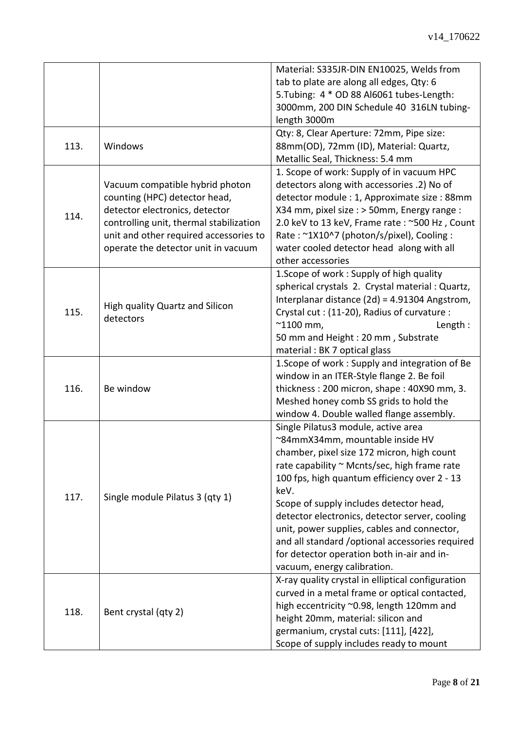| | | |
|---|---|---|
| | | Material: S335JR-DIN EN10025, Welds from tab to plate are along all edges, Qty: 6 5.Tubing: 4 * OD 88 Al6061 tubes-Length: 3000mm, 200 DIN Schedule 40 316LN tubing-length 3000m |
| 113. | Windows | Qty: 8, Clear Aperture: 72mm, Pipe size: 88mm(OD), 72mm (ID), Material: Quartz, Metallic Seal, Thickness: 5.4 mm |
| 114. | Vacuum compatible hybrid photon counting (HPC) detector head, detector electronics, detector controlling unit, thermal stabilization unit and other required accessories to operate the detector unit in vacuum | 1. Scope of work: Supply of in vacuum HPC detectors along with accessories .2) No of detector module : 1, Approximate size : 88mm X34 mm, pixel size : > 50mm, Energy range : 2.0 keV to 13 keV, Frame rate : ~500 Hz , Count Rate : ~1X10^7 (photon/s/pixel), Cooling : water cooled detector head along with all other accessories |
| 115. | High quality Quartz and Silicon detectors | 1.Scope of work : Supply of high quality spherical crystals 2. Crystal material : Quartz, Interplanar distance (2d) = 4.91304 Angstrom, Crystal cut : (11-20), Radius of curvature : ~1100 mm, Length : 50 mm and Height : 20 mm , Substrate material : BK 7 optical glass |
| 116. | Be window | 1.Scope of work : Supply and integration of Be window in an ITER-Style flange 2. Be foil thickness : 200 micron, shape : 40X90 mm, 3. Meshed honey comb SS grids to hold the window 4. Double walled flange assembly. |
| 117. | Single module Pilatus 3 (qty 1) | Single Pilatus3 module, active area ~84mmX34mm, mountable inside HV chamber, pixel size 172 micron, high count rate capability ~ Mcnts/sec, high frame rate 100 fps, high quantum efficiency over 2 - 13 keV.<br>Scope of supply includes detector head, detector electronics, detector server, cooling unit, power supplies, cables and connector, and all standard /optional accessories required for detector operation both in-air and in-vacuum, energy calibration. |
| 118. | Bent crystal (qty 2) | X-ray quality crystal in elliptical configuration curved in a metal frame or optical contacted, high eccentricity ~0.98, length 120mm and height 20mm, material: silicon and germanium, crystal cuts: [111], [422], Scope of supply includes ready to mount |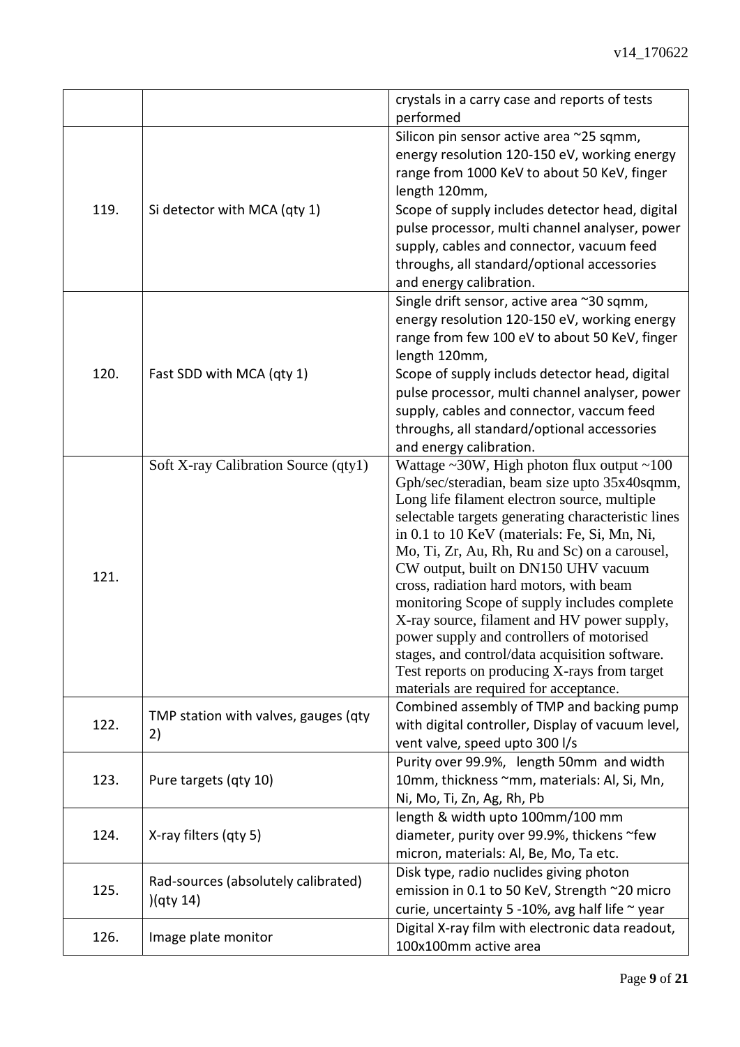| | | |
|---|---|---|
| | | crystals in a carry case and reports of tests performed |
| 119. | Si detector with MCA (qty 1) | Silicon pin sensor active area ~25 sqmm, energy resolution 120-150 eV, working energy range from 1000 KeV to about 50 KeV, finger length 120mm, Scope of supply includes detector head, digital pulse processor, multi channel analyser, power supply, cables and connector, vacuum feed throughs, all standard/optional accessories and energy calibration. |
| 120. | Fast SDD with MCA (qty 1) | Single drift sensor, active area ~30 sqmm, energy resolution 120-150 eV, working energy range from few 100 eV to about 50 KeV, finger length 120mm, Scope of supply includs detector head, digital pulse processor, multi channel analyser, power supply, cables and connector, vaccum feed throughs, all standard/optional accessories and energy calibration. |
| 121. | Soft X-ray Calibration Source (qty1) | Wattage ~30W, High photon flux output ~100 Gph/sec/steradian, beam size upto 35x40sqmm, Long life filament electron source, multiple selectable targets generating characteristic lines in 0.1 to 10 KeV (materials: Fe, Si, Mn, Ni, Mo, Ti, Zr, Au, Rh, Ru and Sc) on a carousel, CW output, built on DN150 UHV vacuum cross, radiation hard motors, with beam monitoring Scope of supply includes complete X-ray source, filament and HV power supply, power supply and controllers of motorised stages, and control/data acquisition software. Test reports on producing X-rays from target materials are required for acceptance. |
| 122. | TMP station with valves, gauges (qty 2) | Combined assembly of TMP and backing pump with digital controller, Display of vacuum level, vent valve, speed upto 300 l/s |
| 123. | Pure targets (qty 10) | Purity over 99.9%, length 50mm and width 10mm, thickness ~mm, materials: Al, Si, Mn, Ni, Mo, Ti, Zn, Ag, Rh, Pb |
| 124. | X-ray filters (qty 5) | length & width upto 100mm/100 mm diameter, purity over 99.9%, thickens ~few micron, materials: Al, Be, Mo, Ta etc. |
| 125. | Rad-sources (absolutely calibrated) )(qty 14) | Disk type, radio nuclides giving photon emission in 0.1 to 50 KeV, Strength ~20 micro curie, uncertainty 5 -10%, avg half life ~ year |
| 126. | Image plate monitor | Digital X-ray film with electronic data readout, 100x100mm active area |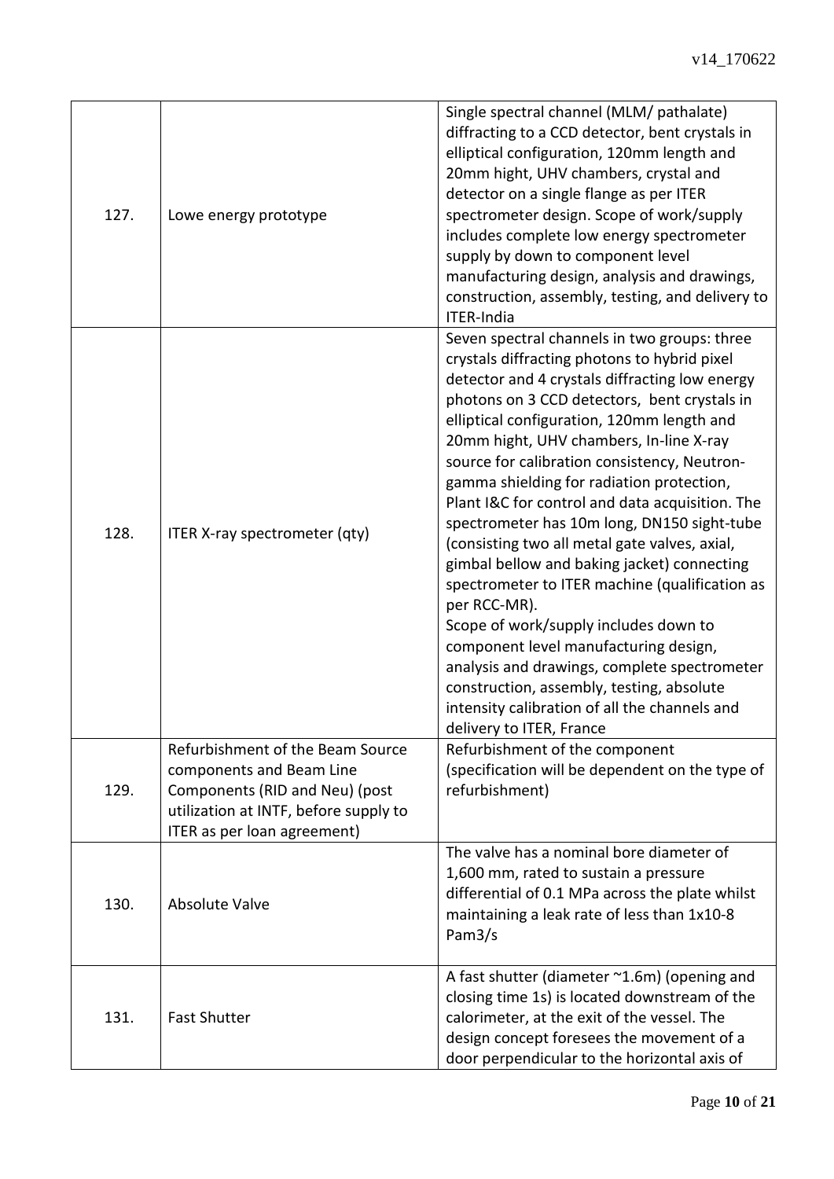| 127. | Lowe energy prototype | Single spectral channel (MLM/ pathalate) diffracting to a CCD detector, bent crystals in elliptical configuration, 120mm length and 20mm hight, UHV chambers, crystal and detector on a single flange as per ITER spectrometer design. Scope of work/supply includes complete low energy spectrometer supply by down to component level manufacturing design, analysis and drawings, construction, assembly, testing, and delivery to ITER-India |
|---|---|---|
| 128. | ITER X-ray spectrometer (qty) | Seven spectral channels in two groups: three crystals diffracting photons to hybrid pixel detector and 4 crystals diffracting low energy photons on 3 CCD detectors, bent crystals in elliptical configuration, 120mm length and 20mm hight, UHV chambers, In-line X-ray source for calibration consistency, Neutron-gamma shielding for radiation protection, Plant I&C for control and data acquisition. The spectrometer has 10m long, DN150 sight-tube (consisting two all metal gate valves, axial, gimbal bellow and baking jacket) connecting spectrometer to ITER machine (qualification as per RCC-MR).<br>Scope of work/supply includes down to component level manufacturing design, analysis and drawings, complete spectrometer construction, assembly, testing, absolute intensity calibration of all the channels and delivery to ITER, France |
| 129. | Refurbishment of the Beam Source components and Beam Line Components (RID and Neu) (post utilization at INTF, before supply to ITER as per loan agreement) | Refurbishment of the component (specification will be dependent on the type of refurbishment) |
| 130. | Absolute Valve | The valve has a nominal bore diameter of 1,600 mm, rated to sustain a pressure differential of 0.1 MPa across the plate whilst maintaining a leak rate of less than 1x10-8 Pam3/s |
| 131. | Fast Shutter | A fast shutter (diameter ~1.6m) (opening and closing time 1s) is located downstream of the calorimeter, at the exit of the vessel. The design concept foresees the movement of a door perpendicular to the horizontal axis of |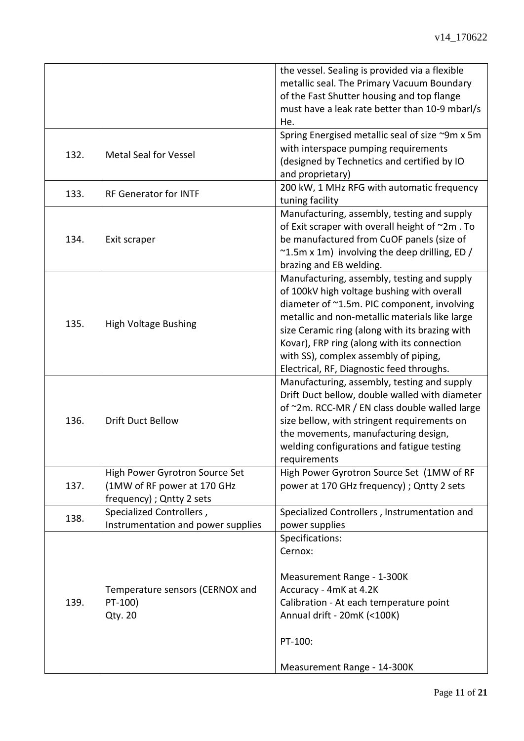| | | |
|---|---|---|
| | | the vessel. Sealing is provided via a flexible metallic seal. The Primary Vacuum Boundary of the Fast Shutter housing and top flange must have a leak rate better than 10-9 mbarl/s He. |
| 132. | Metal Seal for Vessel | Spring Energised metallic seal of size ~9m x 5m with interspace pumping requirements (designed by Technetics and certified by IO and proprietary) |
| 133. | RF Generator for INTF | 200 kW, 1 MHz RFG with automatic frequency tuning facility |
| 134. | Exit scraper | Manufacturing, assembly, testing and supply of Exit scraper with overall height of ~2m . To be manufactured from CuOF panels (size of ~1.5m x 1m) involving the deep drilling, ED / brazing and EB welding. |
| 135. | High Voltage Bushing | Manufacturing, assembly, testing and supply of 100kV high voltage bushing with overall diameter of ~1.5m. PIC component, involving metallic and non-metallic materials like large size Ceramic ring (along with its brazing with Kovar), FRP ring (along with its connection with SS), complex assembly of piping, Electrical, RF, Diagnostic feed throughs. |
| 136. | Drift Duct Bellow | Manufacturing, assembly, testing and supply Drift Duct bellow, double walled with diameter of ~2m. RCC-MR / EN class double walled large size bellow, with stringent requirements on the movements, manufacturing design, welding configurations and fatigue testing requirements |
| 137. | High Power Gyrotron Source Set (1MW of RF power at 170 GHz frequency) ; Qntty 2 sets | High Power Gyrotron Source Set (1MW of RF power at 170 GHz frequency) ; Qntty 2 sets |
| 138. | Specialized Controllers , Instrumentation and power supplies | Specialized Controllers , Instrumentation and power supplies |
| 139. | Temperature sensors (CERNOX and PT-100)<br>Qty. 20 | Specifications:<br>Cernox:<br><br>Measurement Range - 1-300K<br>Accuracy - 4mK at 4.2K<br>Calibration - At each temperature point<br>Annual drift - 20mK (<100K)<br><br>PT-100:<br><br>Measurement Range - 14-300K |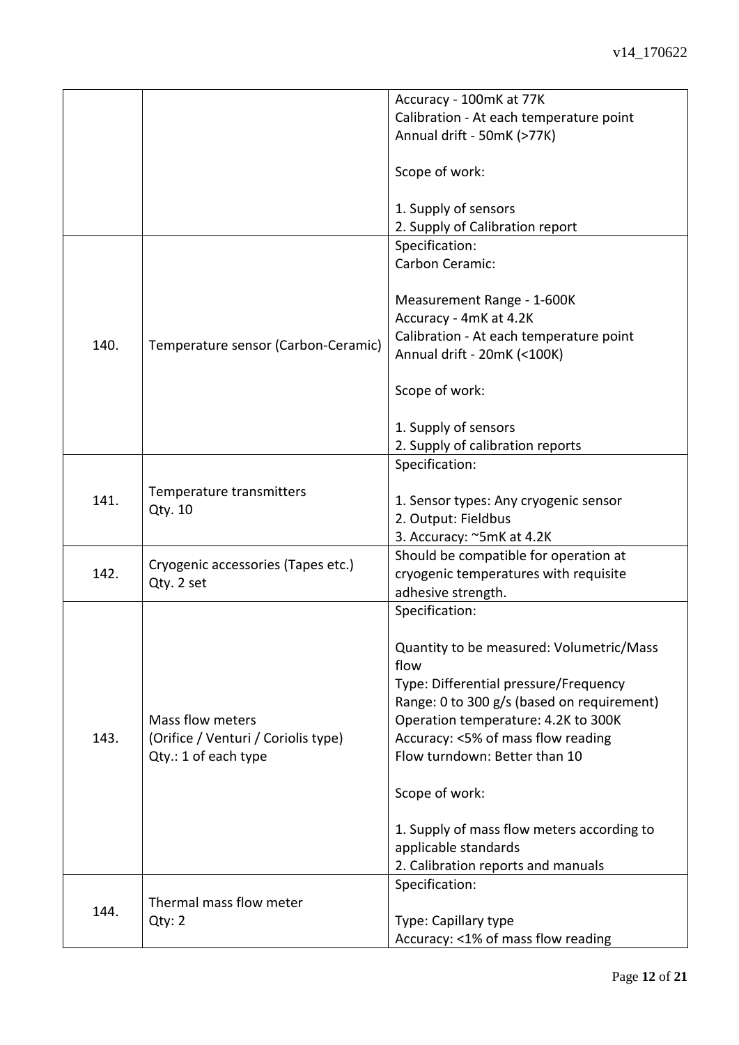| | | |
|---|---|---|
| | | Accuracy - 100mK at 77K<br>Calibration - At each temperature point<br>Annual drift - 50mK (>77K)<br><br>Scope of work:<br><br>1. Supply of sensors<br>2. Supply of Calibration report |
| 140. | Temperature sensor (Carbon-Ceramic) | Specification:<br>Carbon Ceramic:<br><br>Measurement Range - 1-600K<br>Accuracy - 4mK at 4.2K<br>Calibration - At each temperature point<br>Annual drift - 20mK (<100K)<br><br>Scope of work:<br><br>1. Supply of sensors<br>2. Supply of calibration reports |
| 141. | Temperature transmitters<br>Qty. 10 | Specification:<br><br>1. Sensor types: Any cryogenic sensor<br>2. Output: Fieldbus<br>3. Accuracy: ~5mK at 4.2K |
| 142. | Cryogenic accessories (Tapes etc.)<br>Qty. 2 set | Should be compatible for operation at cryogenic temperatures with requisite adhesive strength. |
| 143. | Mass flow meters<br>(Orifice / Venturi / Coriolis type)<br>Qty.: 1 of each type | Specification:<br><br>Quantity to be measured: Volumetric/Mass flow<br>Type: Differential pressure/Frequency<br>Range: 0 to 300 g/s (based on requirement)<br>Operation temperature: 4.2K to 300K<br>Accuracy: <5% of mass flow reading<br>Flow turndown: Better than 10<br><br>Scope of work:<br><br>1. Supply of mass flow meters according to applicable standards<br>2. Calibration reports and manuals |
| 144. | Thermal mass flow meter<br>Qty: 2 | Specification:<br><br>Type: Capillary type<br>Accuracy: <1% of mass flow reading |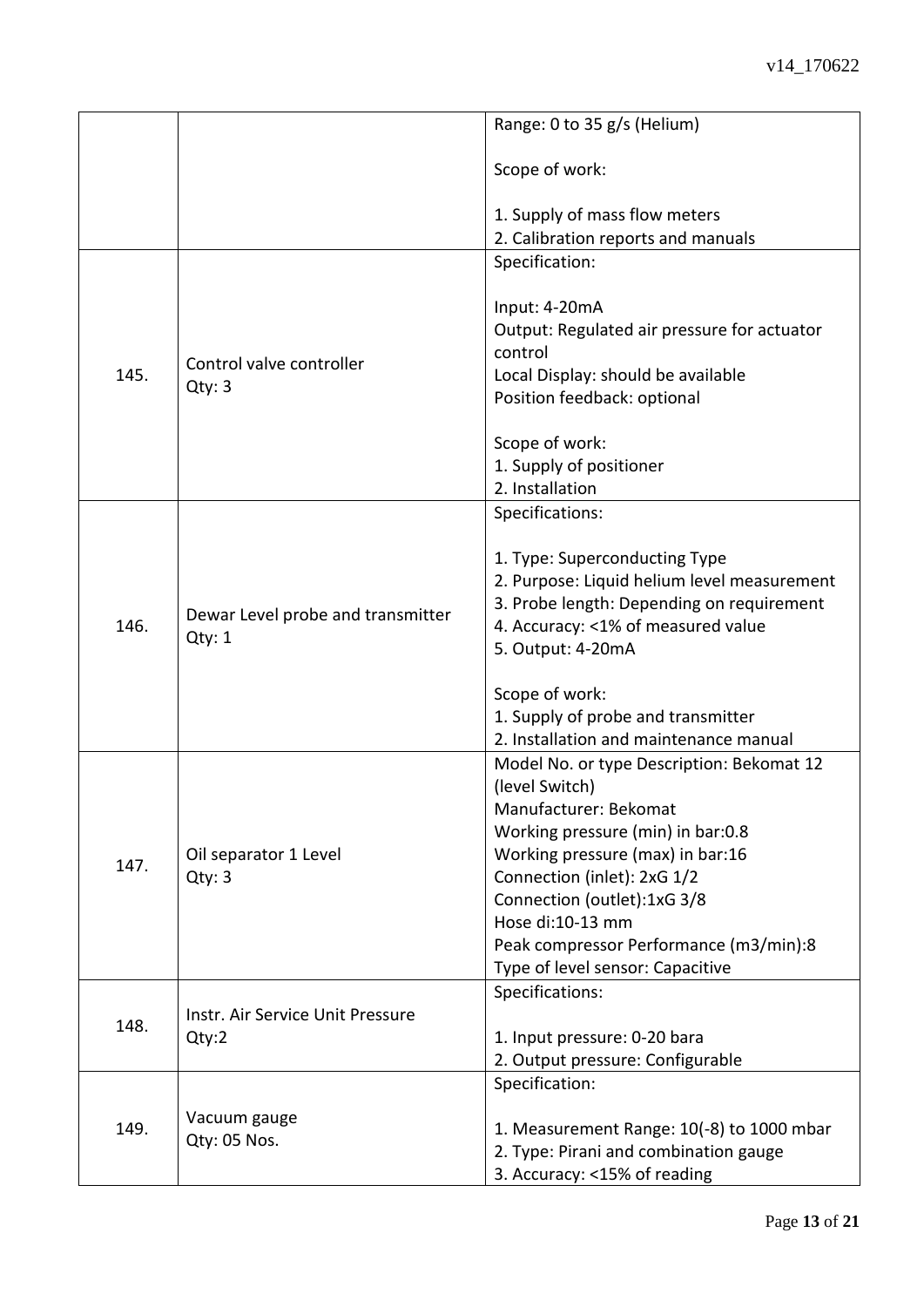| | | |
|---|---|---|
| | | Range: 0 to 35 g/s (Helium)<br><br>Scope of work:<br><br>1. Supply of mass flow meters<br>2. Calibration reports and manuals |
| 145. | Control valve controller<br>Qty: 3 | Specification:<br><br>Input: 4-20mA<br>Output: Regulated air pressure for actuator control<br>Local Display: should be available<br>Position feedback: optional<br><br>Scope of work:<br>1. Supply of positioner<br>2. Installation |
| 146. | Dewar Level probe and transmitter<br>Qty: 1 | Specifications:<br><br>1. Type: Superconducting Type<br>2. Purpose: Liquid helium level measurement<br>3. Probe length: Depending on requirement<br>4. Accuracy: <1% of measured value<br>5. Output: 4-20mA<br><br>Scope of work:<br>1. Supply of probe and transmitter<br>2. Installation and maintenance manual |
| 147. | Oil separator 1 Level<br>Qty: 3 | Model No. or type Description: Bekomat 12 (level Switch)<br>Manufacturer: Bekomat<br>Working pressure (min) in bar:0.8<br>Working pressure (max) in bar:16<br>Connection (inlet): 2xG 1/2<br>Connection (outlet):1xG 3/8<br>Hose di:10-13 mm<br>Peak compressor Performance (m3/min):8<br>Type of level sensor: Capacitive |
| 148. | Instr. Air Service Unit Pressure<br>Qty:2 | Specifications:<br><br>1. Input pressure: 0-20 bara<br>2. Output pressure: Configurable |
| 149. | Vacuum gauge<br>Qty: 05 Nos. | Specification:<br><br>1. Measurement Range: 10(-8) to 1000 mbar<br>2. Type: Pirani and combination gauge<br>3. Accuracy: <15% of reading |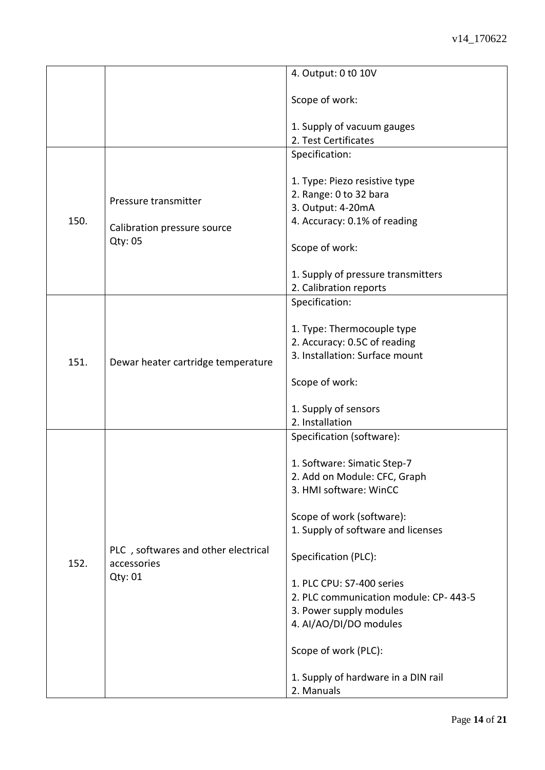| | | |
|---|---|---|
| | | 4. Output: 0 t0 10V<br><br>Scope of work:<br><br>1. Supply of vacuum gauges<br>2. Test Certificates |
| 150. | Pressure transmitter<br><br>Calibration pressure source<br>Qty: 05 | Specification:<br><br>1. Type: Piezo resistive type<br>2. Range: 0 to 32 bara<br>3. Output: 4-20mA<br>4. Accuracy: 0.1% of reading<br><br>Scope of work:<br><br>1. Supply of pressure transmitters<br>2. Calibration reports |
| 151. | Dewar heater cartridge temperature | Specification:<br><br>1. Type: Thermocouple type<br>2. Accuracy: 0.5C of reading<br>3. Installation: Surface mount<br><br>Scope of work:<br><br>1. Supply of sensors<br>2. Installation |
| 152. | PLC , softwares and other electrical accessories<br>Qty: 01 | Specification (software):<br><br>1. Software: Simatic Step-7<br>2. Add on Module: CFC, Graph<br>3. HMI software: WinCC<br><br>Scope of work (software):<br>1. Supply of software and licenses<br><br>Specification (PLC):<br><br>1. PLC CPU: S7-400 series<br>2. PLC communication module: CP- 443-5<br>3. Power supply modules<br>4. AI/AO/DI/DO modules<br><br>Scope of work (PLC):<br><br>1. Supply of hardware in a DIN rail<br>2. Manuals |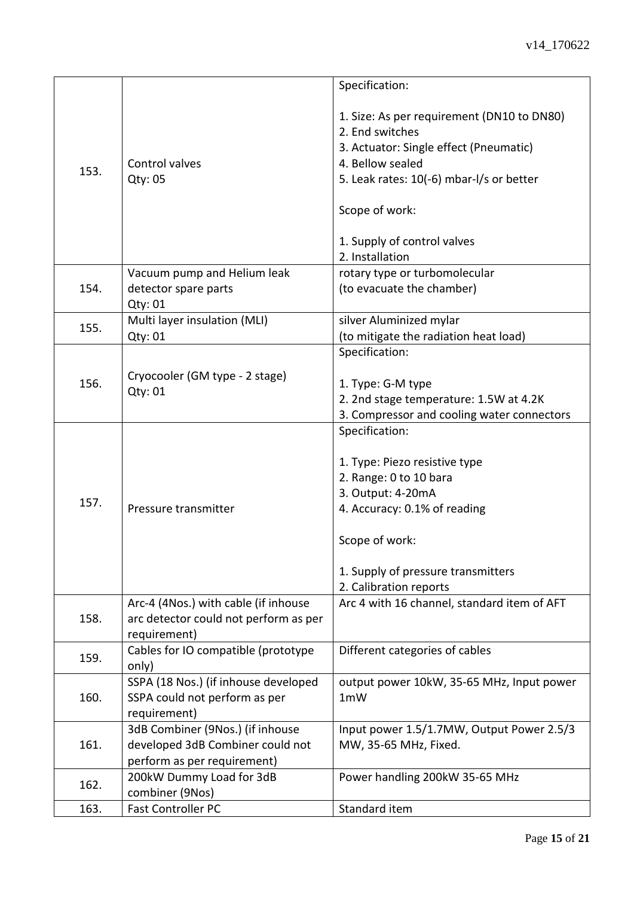| | | |
|---|---|---|
| 153. | Control valves<br>Qty: 05 | Specification:<br><br>1. Size: As per requirement (DN10 to DN80)<br>2. End switches<br>3. Actuator: Single effect (Pneumatic)<br>4. Bellow sealed<br>5. Leak rates: 10(-6) mbar-l/s or better<br><br>Scope of work:<br><br>1. Supply of control valves<br>2. Installation |
| 154. | Vacuum pump and Helium leak detector spare parts<br>Qty: 01 | rotary type or turbomolecular<br>(to evacuate the chamber) |
| 155. | Multi layer insulation (MLI)<br>Qty: 01 | silver Aluminized mylar<br>(to mitigate the radiation heat load) |
| 156. | Cryocooler (GM type - 2 stage)<br>Qty: 01 | Specification:<br><br>1. Type: G-M type<br>2. 2nd stage temperature: 1.5W at 4.2K<br>3. Compressor and cooling water connectors |
| 157. | Pressure transmitter | Specification:<br><br>1. Type: Piezo resistive type<br>2. Range: 0 to 10 bara<br>3. Output: 4-20mA<br>4. Accuracy: 0.1% of reading<br><br>Scope of work:<br><br>1. Supply of pressure transmitters<br>2. Calibration reports |
| 158. | Arc-4 (4Nos.) with cable (if inhouse arc detector could not perform as per requirement) | Arc 4 with 16 channel, standard item of AFT |
| 159. | Cables for IO compatible (prototype only) | Different categories of cables |
| 160. | SSPA (18 Nos.) (if inhouse developed SSPA could not perform as per requirement) | output power 10kW, 35-65 MHz, Input power 1mW |
| 161. | 3dB Combiner (9Nos.) (if inhouse developed 3dB Combiner could not perform as per requirement) | Input power 1.5/1.7MW, Output Power 2.5/3 MW, 35-65 MHz, Fixed. |
| 162. | 200kW Dummy Load for 3dB combiner (9Nos) | Power handling 200kW 35-65 MHz |
| 163. | Fast Controller PC | Standard item |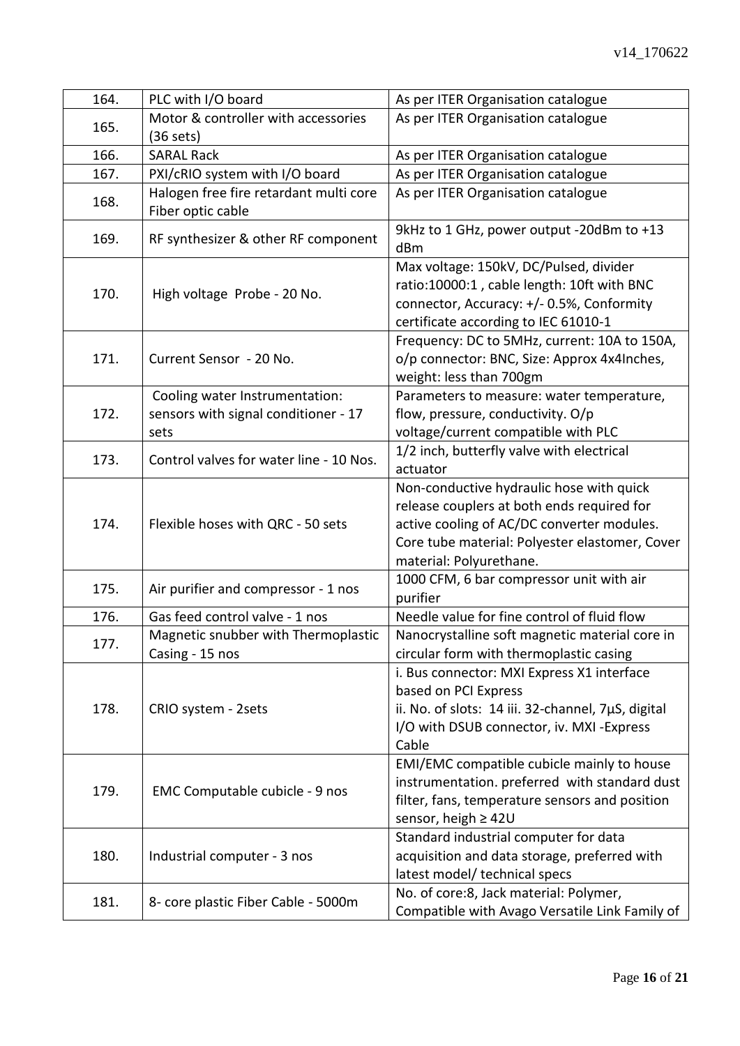| 164. | PLC with I/O board | As per ITER Organisation catalogue |
|---|---|---|
| 165. | Motor & controller with accessories (36 sets) | As per ITER Organisation catalogue |
| 166. | SARAL Rack | As per ITER Organisation catalogue |
| 167. | PXI/cRIO system with I/O board | As per ITER Organisation catalogue |
| 168. | Halogen free fire retardant multi core Fiber optic cable | As per ITER Organisation catalogue |
| 169. | RF synthesizer & other RF component | 9kHz to 1 GHz, power output -20dBm to +13 dBm |
| 170. | High voltage Probe - 20 No. | Max voltage: 150kV, DC/Pulsed, divider ratio:10000:1 , cable length: 10ft with BNC connector, Accuracy: +/- 0.5%, Conformity certificate according to IEC 61010-1 |
| 171. | Current Sensor - 20 No. | Frequency: DC to 5MHz, current: 10A to 150A, o/p connector: BNC, Size: Approx 4x4Inches, weight: less than 700gm |
| 172. | Cooling water Instrumentation: sensors with signal conditioner - 17 sets | Parameters to measure: water temperature, flow, pressure, conductivity. O/p voltage/current compatible with PLC |
| 173. | Control valves for water line - 10 Nos. | 1/2 inch, butterfly valve with electrical actuator |
| 174. | Flexible hoses with QRC - 50 sets | Non-conductive hydraulic hose with quick release couplers at both ends required for active cooling of AC/DC converter modules. Core tube material: Polyester elastomer, Cover material: Polyurethane. |
| 175. | Air purifier and compressor - 1 nos | 1000 CFM, 6 bar compressor unit with air purifier |
| 176. | Gas feed control valve - 1 nos | Needle value for fine control of fluid flow |
| 177. | Magnetic snubber with Thermoplastic Casing - 15 nos | Nanocrystalline soft magnetic material core in circular form with thermoplastic casing |
| 178. | CRIO system - 2sets | i. Bus connector: MXI Express X1 interface based on PCI Express<br>ii. No. of slots: 14 iii. 32-channel, 7µS, digital I/O with DSUB connector, iv. MXI -Express Cable |
| 179. | EMC Computable cubicle - 9 nos | EMI/EMC compatible cubicle mainly to house instrumentation. preferred with standard dust filter, fans, temperature sensors and position sensor, heigh ≥ 42U |
| 180. | Industrial computer - 3 nos | Standard industrial computer for data acquisition and data storage, preferred with latest model/ technical specs |
| 181. | 8- core plastic Fiber Cable - 5000m | No. of core:8, Jack material: Polymer, Compatible with Avago Versatile Link Family of |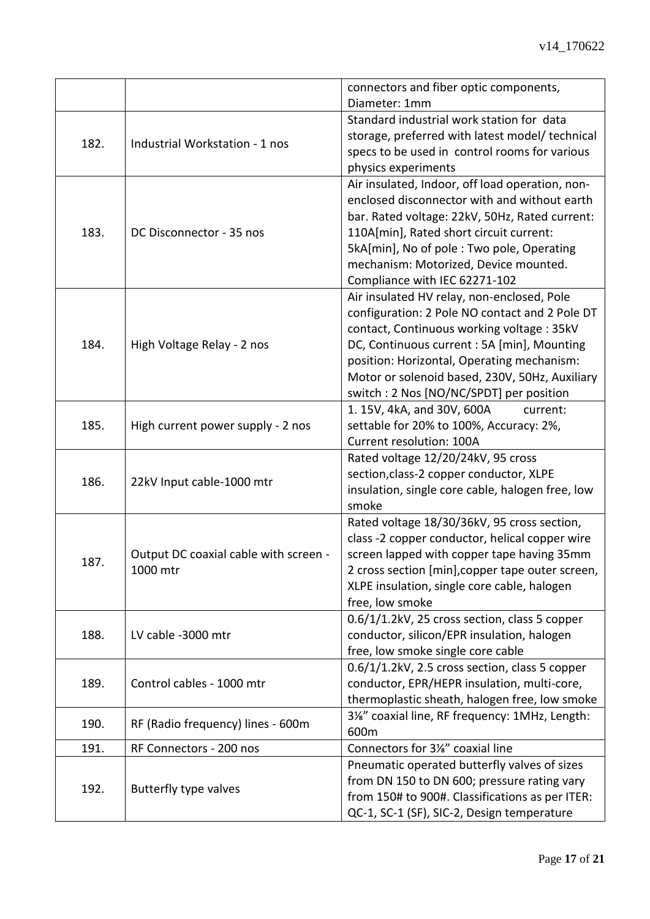| | | |
|---|---|---|
| | | connectors and fiber optic components, Diameter: 1mm |
| 182. | Industrial Workstation - 1 nos | Standard industrial work station for data storage, preferred with latest model/ technical specs to be used in control rooms for various physics experiments |
| 183. | DC Disconnector - 35 nos | Air insulated, Indoor, off load operation, non-enclosed disconnector with and without earth bar. Rated voltage: 22kV, 50Hz, Rated current: 110A[min], Rated short circuit current: 5kA[min], No of pole : Two pole, Operating mechanism: Motorized, Device mounted. Compliance with IEC 62271-102 |
| 184. | High Voltage Relay - 2 nos | Air insulated HV relay, non-enclosed, Pole configuration: 2 Pole NO contact and 2 Pole DT contact, Continuous working voltage : 35kV DC, Continuous current : 5A [min], Mounting position: Horizontal, Operating mechanism: Motor or solenoid based, 230V, 50Hz, Auxiliary switch : 2 Nos [NO/NC/SPDT] per position |
| 185. | High current power supply - 2 nos | 1. 15V, 4kA, and 30V, 600A current: settable for 20% to 100%, Accuracy: 2%, Current resolution: 100A |
| 186. | 22kV Input cable-1000 mtr | Rated voltage 12/20/24kV, 95 cross section,class-2 copper conductor, XLPE insulation, single core cable, halogen free, low smoke |
| 187. | Output DC coaxial cable with screen - 1000 mtr | Rated voltage 18/30/36kV, 95 cross section, class -2 copper conductor, helical copper wire screen lapped with copper tape having 35mm 2 cross section [min],copper tape outer screen, XLPE insulation, single core cable, halogen free, low smoke |
| 188. | LV cable -3000 mtr | 0.6/1/1.2kV, 25 cross section, class 5 copper conductor, silicon/EPR insulation, halogen free, low smoke single core cable |
| 189. | Control cables - 1000 mtr | 0.6/1/1.2kV, 2.5 cross section, class 5 copper conductor, EPR/HEPR insulation, multi-core, thermoplastic sheath, halogen free, low smoke |
| 190. | RF (Radio frequency) lines - 600m | 3⅛" coaxial line, RF frequency: 1MHz, Length: 600m |
| 191. | RF Connectors - 200 nos | Connectors for 3⅛" coaxial line |
| 192. | Butterfly type valves | Pneumatic operated butterfly valves of sizes from DN 150 to DN 600; pressure rating vary from 150# to 900#. Classifications as per ITER: QC-1, SC-1 (SF), SIC-2, Design temperature |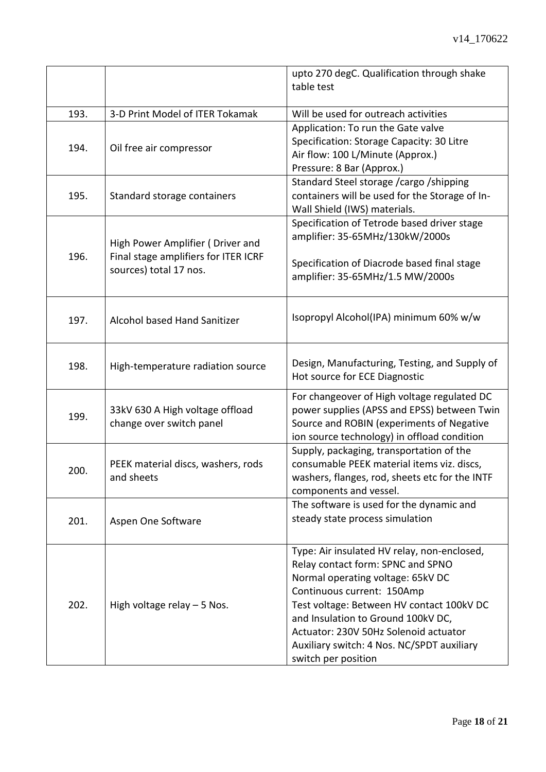| | | |
|---|---|---|
| | | upto 270 degC. Qualification through shake table test |
| 193. | 3-D Print Model of ITER Tokamak | Will be used for outreach activities |
| 194. | Oil free air compressor | Application: To run the Gate valve<br>Specification: Storage Capacity: 30 Litre<br>Air flow: 100 L/Minute (Approx.)<br>Pressure: 8 Bar (Approx.) |
| 195. | Standard storage containers | Standard Steel storage /cargo /shipping containers will be used for the Storage of In-Wall Shield (IWS) materials. |
| 196. | High Power Amplifier ( Driver and Final stage amplifiers for ITER ICRF sources) total 17 nos. | Specification of Tetrode based driver stage amplifier: 35-65MHz/130kW/2000s<br><br>Specification of Diacrode based final stage amplifier: 35-65MHz/1.5 MW/2000s |
| 197. | Alcohol based Hand Sanitizer | Isopropyl Alcohol(IPA) minimum 60% w/w |
| 198. | High-temperature radiation source | Design, Manufacturing, Testing, and Supply of Hot source for ECE Diagnostic |
| 199. | 33kV 630 A High voltage offload change over switch panel | For changeover of High voltage regulated DC power supplies (APSS and EPSS) between Twin Source and ROBIN (experiments of Negative ion source technology) in offload condition |
| 200. | PEEK material discs, washers, rods and sheets | Supply, packaging, transportation of the consumable PEEK material items viz. discs, washers, flanges, rod, sheets etc for the INTF components and vessel. |
| 201. | Aspen One Software | The software is used for the dynamic and steady state process simulation |
| 202. | High voltage relay – 5 Nos. | Type: Air insulated HV relay, non-enclosed,<br>Relay contact form: SPNC and SPNO<br>Normal operating voltage: 65kV DC<br>Continuous current: 150Amp<br>Test voltage: Between HV contact 100kV DC and Insulation to Ground 100kV DC,<br>Actuator: 230V 50Hz Solenoid actuator<br>Auxiliary switch: 4 Nos. NC/SPDT auxiliary switch per position |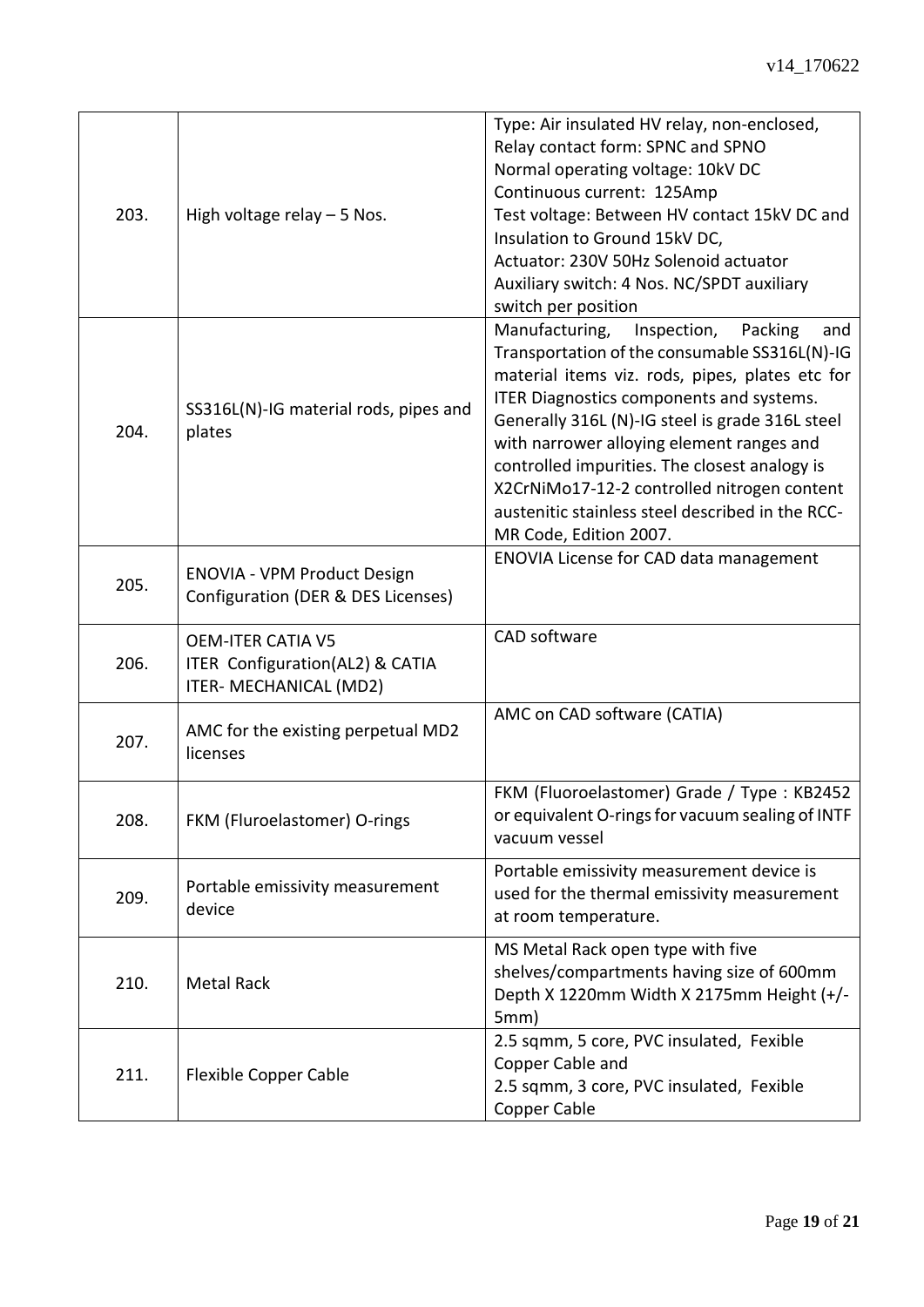| | | |
|---|---|---|
| 203. | High voltage relay – 5 Nos. | Type: Air insulated HV relay, non-enclosed, Relay contact form: SPNC and SPNO Normal operating voltage: 10kV DC Continuous current: 125Amp Test voltage: Between HV contact 15kV DC and Insulation to Ground 15kV DC, Actuator: 230V 50Hz Solenoid actuator Auxiliary switch: 4 Nos. NC/SPDT auxiliary switch per position |
| 204. | SS316L(N)-IG material rods, pipes and plates | Manufacturing, Inspection, Packing and Transportation of the consumable SS316L(N)-IG material items viz. rods, pipes, plates etc for ITER Diagnostics components and systems. Generally 316L (N)-IG steel is grade 316L steel with narrower alloying element ranges and controlled impurities. The closest analogy is X2CrNiMo17-12-2 controlled nitrogen content austenitic stainless steel described in the RCC-MR Code, Edition 2007. |
| 205. | ENOVIA - VPM Product Design Configuration (DER & DES Licenses) | ENOVIA License for CAD data management |
| 206. | OEM-ITER CATIA V5 ITER Configuration(AL2) & CATIA ITER- MECHANICAL (MD2) | CAD software |
| 207. | AMC for the existing perpetual MD2 licenses | AMC on CAD software (CATIA) |
| 208. | FKM (Fluroelastomer) O-rings | FKM (Fluoroelastomer) Grade / Type : KB2452 or equivalent O-rings for vacuum sealing of INTF vacuum vessel |
| 209. | Portable emissivity measurement device | Portable emissivity measurement device is used for the thermal emissivity measurement at room temperature. |
| 210. | Metal Rack | MS Metal Rack open type with five shelves/compartments having size of 600mm Depth X 1220mm Width X 2175mm Height (+/- 5mm) |
| 211. | Flexible Copper Cable | 2.5 sqmm, 5 core, PVC insulated, Fexible Copper Cable and 2.5 sqmm, 3 core, PVC insulated, Fexible Copper Cable |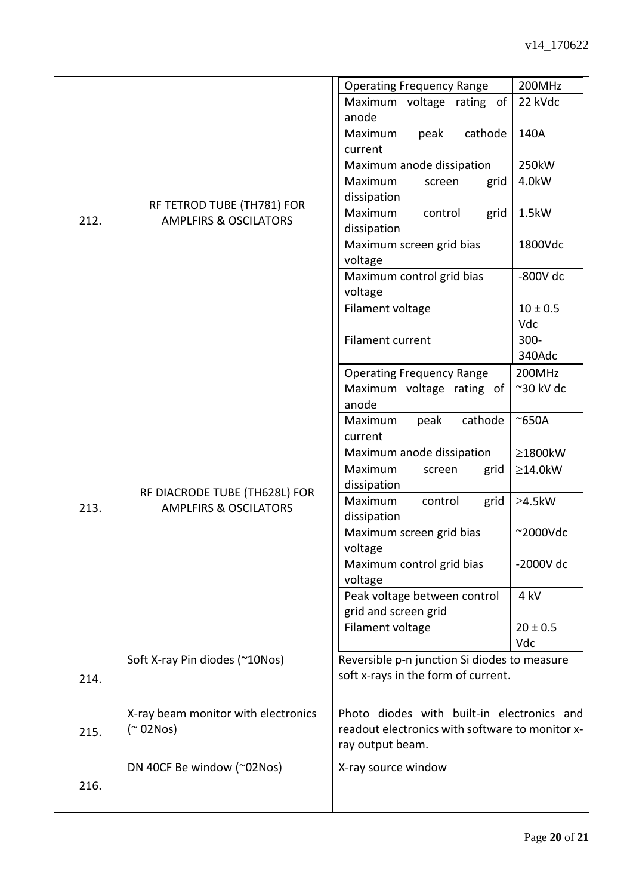| | | | |
|---|---|---|---|
| 212. | RF TETROD TUBE (TH781) FOR AMPLFIRS & OSCILATORS | Operating Frequency Range | 200MHz |
| | | Maximum voltage rating of anode | 22 kVdc |
| | | Maximum peak cathode current | 140A |
| | | Maximum anode dissipation | 250kW |
| | | Maximum screen grid dissipation | 4.0kW |
| | | Maximum control grid dissipation | 1.5kW |
| | | Maximum screen grid bias voltage | 1800Vdc |
| | | Maximum control grid bias voltage | -800V dc |
| | | Filament voltage | 10 ± 0.5 Vdc |
| | | Filament current | 300-340Adc |
| 213. | RF DIACRODE TUBE (TH628L) FOR AMPLFIRS & OSCILATORS | Operating Frequency Range | 200MHz |
| | | Maximum voltage rating of anode | ~30 kV dc |
| | | Maximum peak cathode current | ~650A |
| | | Maximum anode dissipation | ≥1800kW |
| | | Maximum screen grid dissipation | ≥14.0kW |
| | | Maximum control grid dissipation | ≥4.5kW |
| | | Maximum screen grid bias voltage | ~2000Vdc |
| | | Maximum control grid bias voltage | -2000V dc |
| | | Peak voltage between control grid and screen grid | 4 kV |
| | | Filament voltage | 20 ± 0.5 Vdc |
| 214. | Soft X-ray Pin diodes (~10Nos) | Reversible p-n junction Si diodes to measure soft x-rays in the form of current. | |
| 215. | X-ray beam monitor with electronics (~ 02Nos) | Photo diodes with built-in electronics and readout electronics with software to monitor x-ray output beam. | |
| 216. | DN 40CF Be window (~02Nos) | X-ray source window | |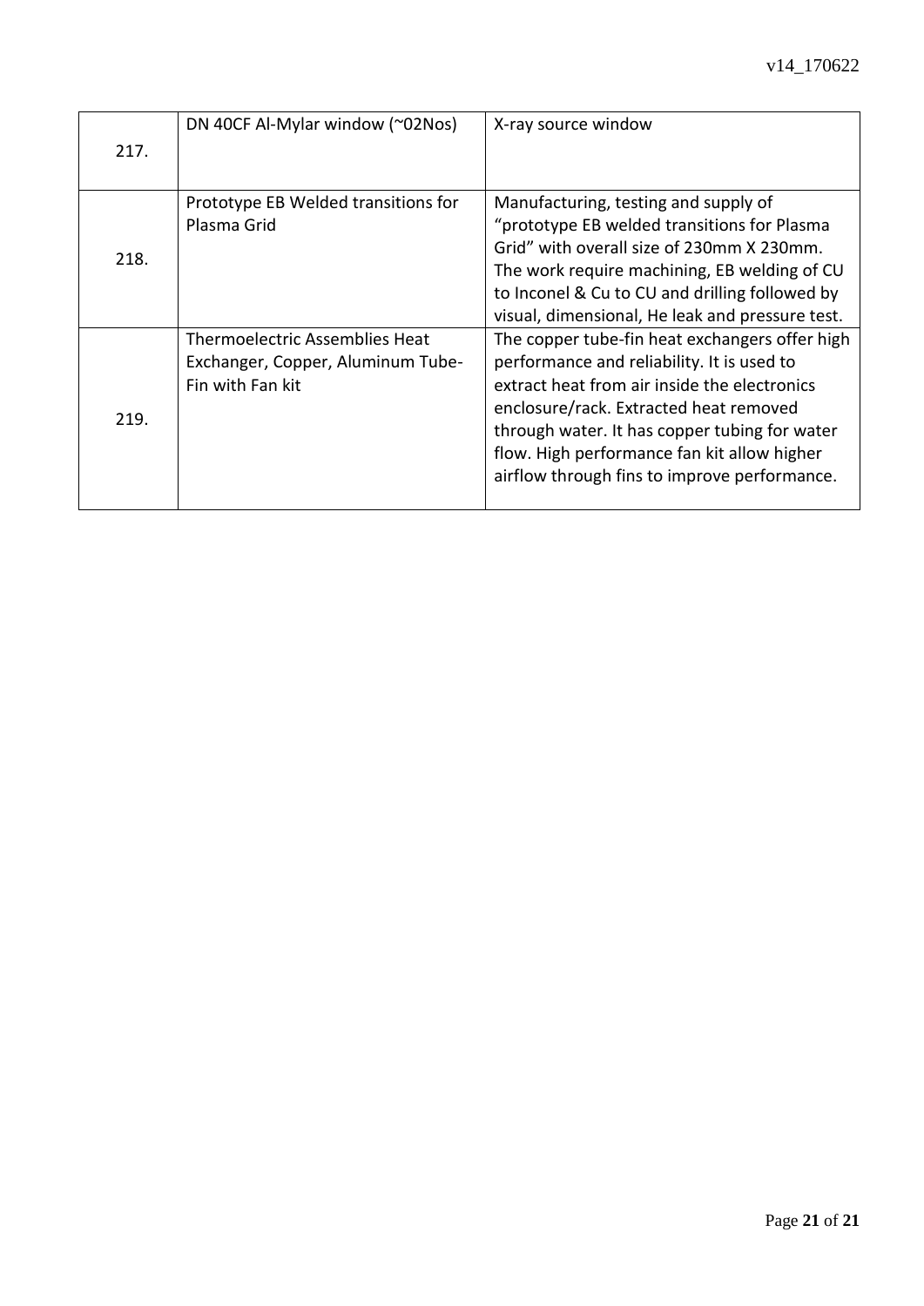| | | |
|---|---|---|
| 217. | DN 40CF Al-Mylar window (~02Nos) | X-ray source window |
| 218. | Prototype EB Welded transitions for Plasma Grid | Manufacturing, testing and supply of "prototype EB welded transitions for Plasma Grid" with overall size of 230mm X 230mm. The work require machining, EB welding of CU to Inconel & Cu to CU and drilling followed by visual, dimensional, He leak and pressure test. |
| 219. | Thermoelectric Assemblies Heat Exchanger, Copper, Aluminum Tube-Fin with Fan kit | The copper tube-fin heat exchangers offer high performance and reliability. It is used to extract heat from air inside the electronics enclosure/rack. Extracted heat removed through water. It has copper tubing for water flow. High performance fan kit allow higher airflow through fins to improve performance. |